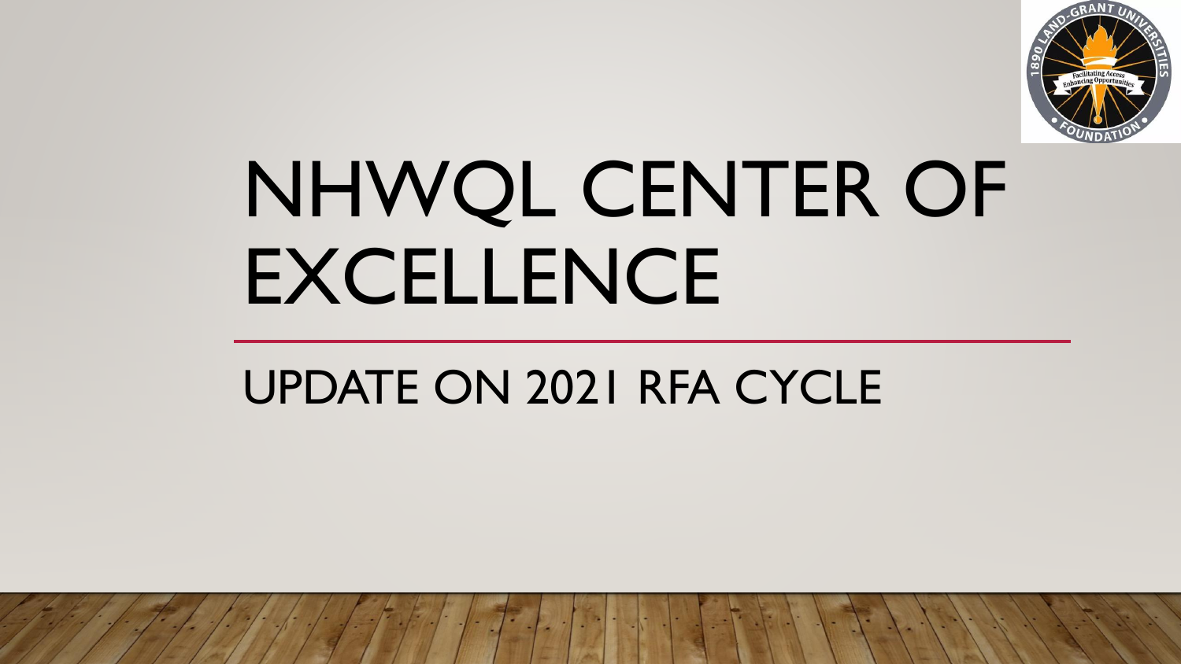# NHWQL CENTER OF EXCELLENCE

## UPDATE ON 2021 RFA CYCLE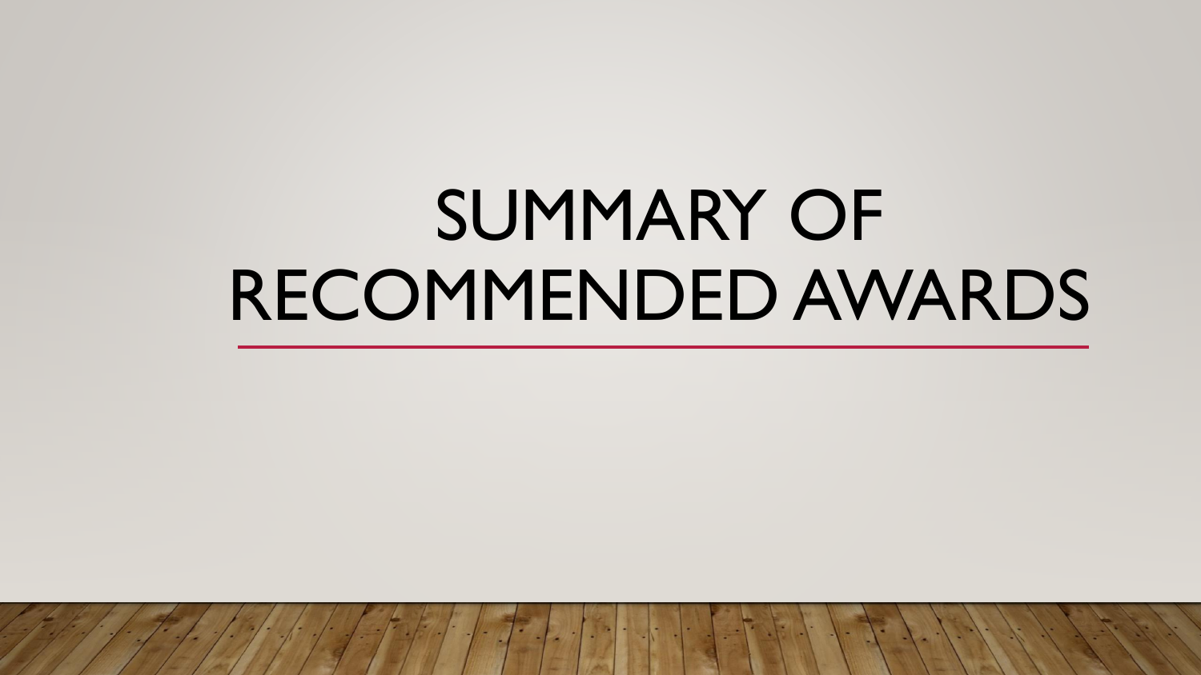# SUMMARY OF RECOMMENDED AWARDS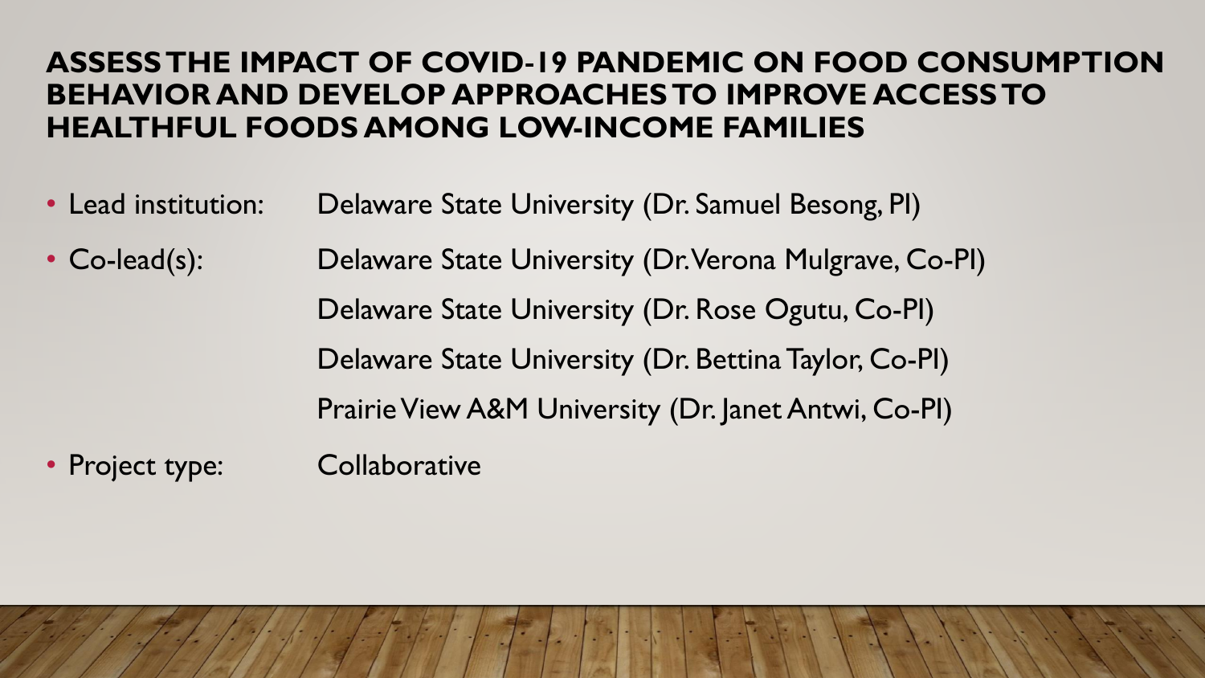# ASSESS THE IMPACT OF COVID-19 PANDEMIC ON FOOD CONSUMPTION BEHAVIOR AND DEVELOP APPROACHES TO IMPROVE ACCESS TO HEALTHFUL FOODS AMONG LOW-INCOME FAMILIES

- Lead institution: Delaware State University (Dr. Samuel Besong, PI)
- Co-lead(s): Delaware State University (Dr. Verona Mulgrave, Co-PI)
  Delaware State University (Dr. Rose Ogutu, Co-PI)
  Delaware State University (Dr. Bettina Taylor, Co-PI)
  Prairie View A&M University (Dr. Janet Antwi, Co-PI)
- Project type: Collaborative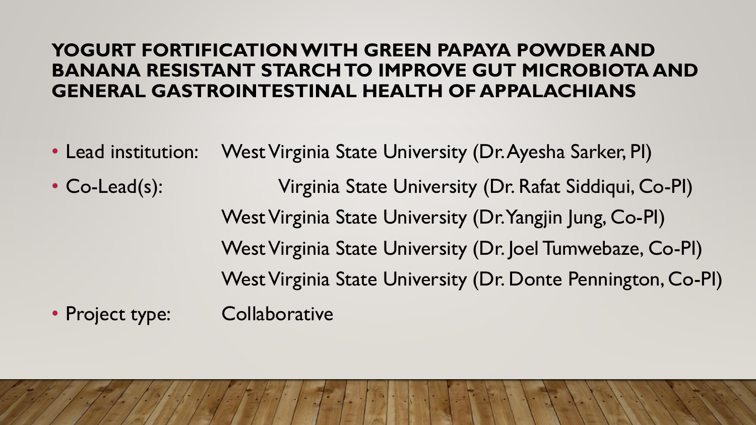## YOGURT FORTIFICATION WITH GREEN PAPAYA POWDER AND BANANA RESISTANT STARCH TO IMPROVE GUT MICROBIOTA AND GENERAL GASTROINTESTINAL HEALTH OF APPALACHIANS

- Lead institution: West Virginia State University (Dr. Ayesha Sarker, PI)
- Co-Lead(s): Virginia State University (Dr. Rafat Siddiqui, Co-PI)
  West Virginia State University (Dr. Yangjin Jung, Co-PI)
  West Virginia State University (Dr. Joel Tumwebaze, Co-PI)
  West Virginia State University (Dr. Donte Pennington, Co-PI)
- Project type: Collaborative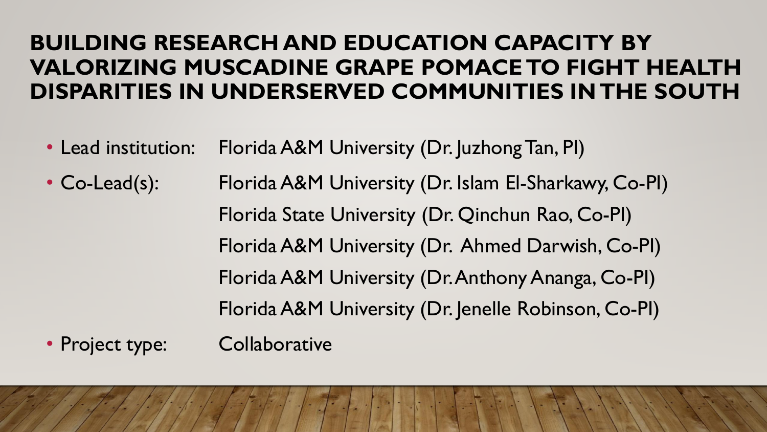# BUILDING RESEARCH AND EDUCATION CAPACITY BY VALORIZING MUSCADINE GRAPE POMACE TO FIGHT HEALTH DISPARITIES IN UNDERSERVED COMMUNITIES IN THE SOUTH

- Lead institution: Florida A&M University (Dr. Juzhong Tan, PI)
- Co-Lead(s): Florida A&M University (Dr. Islam El-Sharkawy, Co-PI)
  Florida State University (Dr. Qinchun Rao, Co-PI)
  Florida A&M University (Dr. Ahmed Darwish, Co-PI)
  Florida A&M University (Dr. Anthony Ananga, Co-PI)
  Florida A&M University (Dr. Jenelle Robinson, Co-PI)
- Project type: Collaborative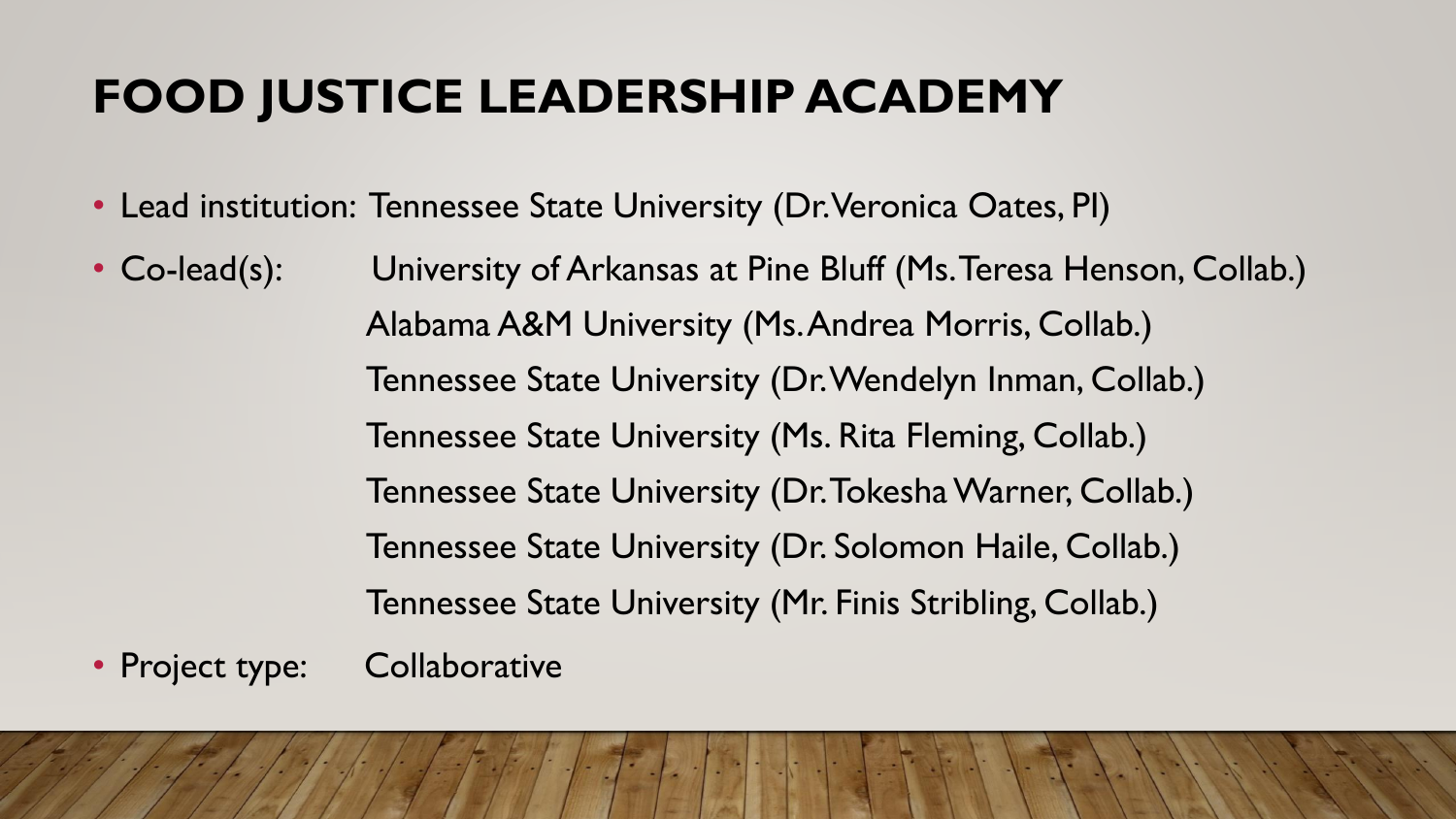# FOOD JUSTICE LEADERSHIP ACADEMY

- Lead institution: Tennessee State University (Dr. Veronica Oates, PI)
- Co-lead(s): University of Arkansas at Pine Bluff (Ms. Teresa Henson, Collab.)
  Alabama A&M University (Ms. Andrea Morris, Collab.)
  Tennessee State University (Dr. Wendelyn Inman, Collab.)
  Tennessee State University (Ms. Rita Fleming, Collab.)
  Tennessee State University (Dr. Tokesha Warner, Collab.)
  Tennessee State University (Dr. Solomon Haile, Collab.)
  Tennessee State University (Mr. Finis Stribling, Collab.)
- Project type: Collaborative